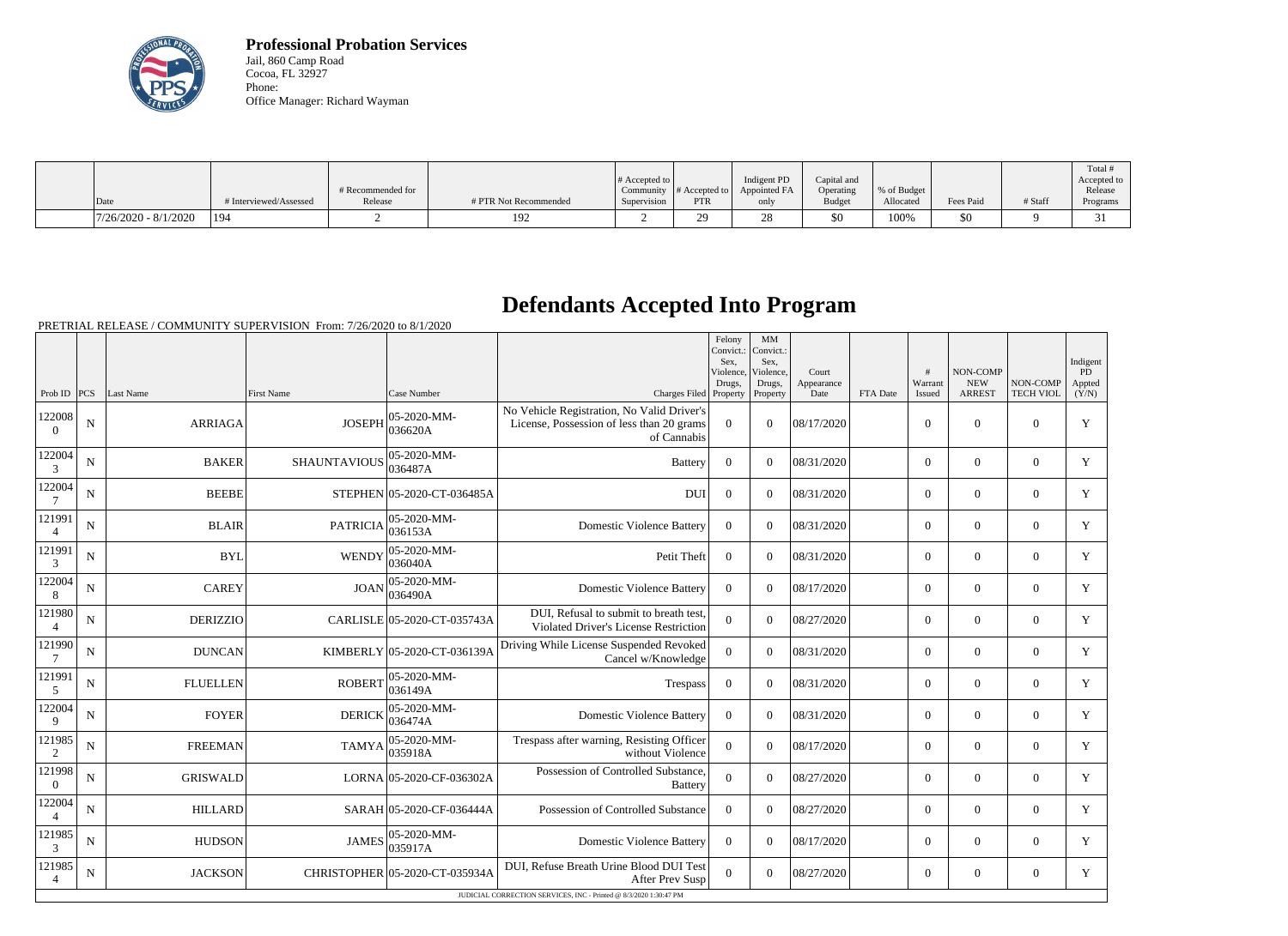**Professional Probation Services**
Jail, 860 Camp Road
Cocoa, FL 32927
Phone:
Office Manager: Richard Wayman

| Date | # Interviewed/Assessed | # Recommended for Release | # PTR Not Recommended | # Accepted to Community Supervision | # Accepted to PTR | Indigent PD Appointed FA only | Capital and Operating Budget | % of Budget Allocated | Fees Paid | # Staff | Total # Accepted to Release Programs |
|---|---|---|---|---|---|---|---|---|---|---|---|
| 7/26/2020 - 8/1/2020 | 194 | 2 | 192 | 2 | 29 | 28 | $0 | 100% | $0 | 9 | 31 |

# Defendants Accepted Into Program

PRETRIAL RELEASE / COMMUNITY SUPERVISION From: 7/26/2020 to 8/1/2020

| Prob ID | PCS | Last Name | First Name | Case Number | Charges Filed | Felony Convict.: Sex, Violence, Drugs, Property | MM Convict.: Sex, Violence, Drugs, Property | Court Appearance Date | FTA Date | # Warrant Issued | NON-COMP NEW ARREST | NON-COMP TECH VIOL | Indigent PD Appted (Y/N) |
|---|---|---|---|---|---|---|---|---|---|---|---|---|---|
| 1220080 | N | ARRIAGA | JOSEPH | 05-2020-MM-036620A | No Vehicle Registration, No Valid Driver's License, Possession of less than 20 grams of Cannabis | 0 | 0 | 08/17/2020 | | 0 | 0 | 0 | Y |
| 1220043 | N | BAKER | SHAUNTAVIOUS | 05-2020-MM-036487A | Battery | 0 | 0 | 08/31/2020 | | 0 | 0 | 0 | Y |
| 1220047 | N | BEEBE | STEPHEN | 05-2020-CT-036485A | DUI | 0 | 0 | 08/31/2020 | | 0 | 0 | 0 | Y |
| 1219914 | N | BLAIR | PATRICIA | 05-2020-MM-036153A | Domestic Violence Battery | 0 | 0 | 08/31/2020 | | 0 | 0 | 0 | Y |
| 1219913 | N | BYL | WENDY | 05-2020-MM-036040A | Petit Theft | 0 | 0 | 08/31/2020 | | 0 | 0 | 0 | Y |
| 1220048 | N | CAREY | JOAN | 05-2020-MM-036490A | Domestic Violence Battery | 0 | 0 | 08/17/2020 | | 0 | 0 | 0 | Y |
| 1219804 | N | DERIZZIO | CARLISLE | 05-2020-CT-035743A | DUI, Refusal to submit to breath test, Violated Driver's License Restriction | 0 | 0 | 08/27/2020 | | 0 | 0 | 0 | Y |
| 1219907 | N | DUNCAN | KIMBERLY | 05-2020-CT-036139A | Driving While License Suspended Revoked Cancel w/Knowledge | 0 | 0 | 08/31/2020 | | 0 | 0 | 0 | Y |
| 1219915 | N | FLUELLEN | ROBERT | 05-2020-MM-036149A | Trespass | 0 | 0 | 08/31/2020 | | 0 | 0 | 0 | Y |
| 1220049 | N | FOYER | DERICK | 05-2020-MM-036474A | Domestic Violence Battery | 0 | 0 | 08/31/2020 | | 0 | 0 | 0 | Y |
| 1219852 | N | FREEMAN | TAMYA | 05-2020-MM-035918A | Trespass after warning, Resisting Officer without Violence | 0 | 0 | 08/17/2020 | | 0 | 0 | 0 | Y |
| 1219980 | N | GRISWALD | LORNA | 05-2020-CF-036302A | Possession of Controlled Substance, Battery | 0 | 0 | 08/27/2020 | | 0 | 0 | 0 | Y |
| 1220044 | N | HILLARD | SARAH | 05-2020-CF-036444A | Possession of Controlled Substance | 0 | 0 | 08/27/2020 | | 0 | 0 | 0 | Y |
| 1219853 | N | HUDSON | JAMES | 05-2020-MM-035917A | Domestic Violence Battery | 0 | 0 | 08/17/2020 | | 0 | 0 | 0 | Y |
| 1219854 | N | JACKSON | CHRISTOPHER | 05-2020-CT-035934A | DUI, Refuse Breath Urine Blood DUI Test After Prev Susp | 0 | 0 | 08/27/2020 | | 0 | 0 | 0 | Y |

JUDICIAL CORRECTION SERVICES, INC - Printed @ 8/3/2020 1:30:47 PM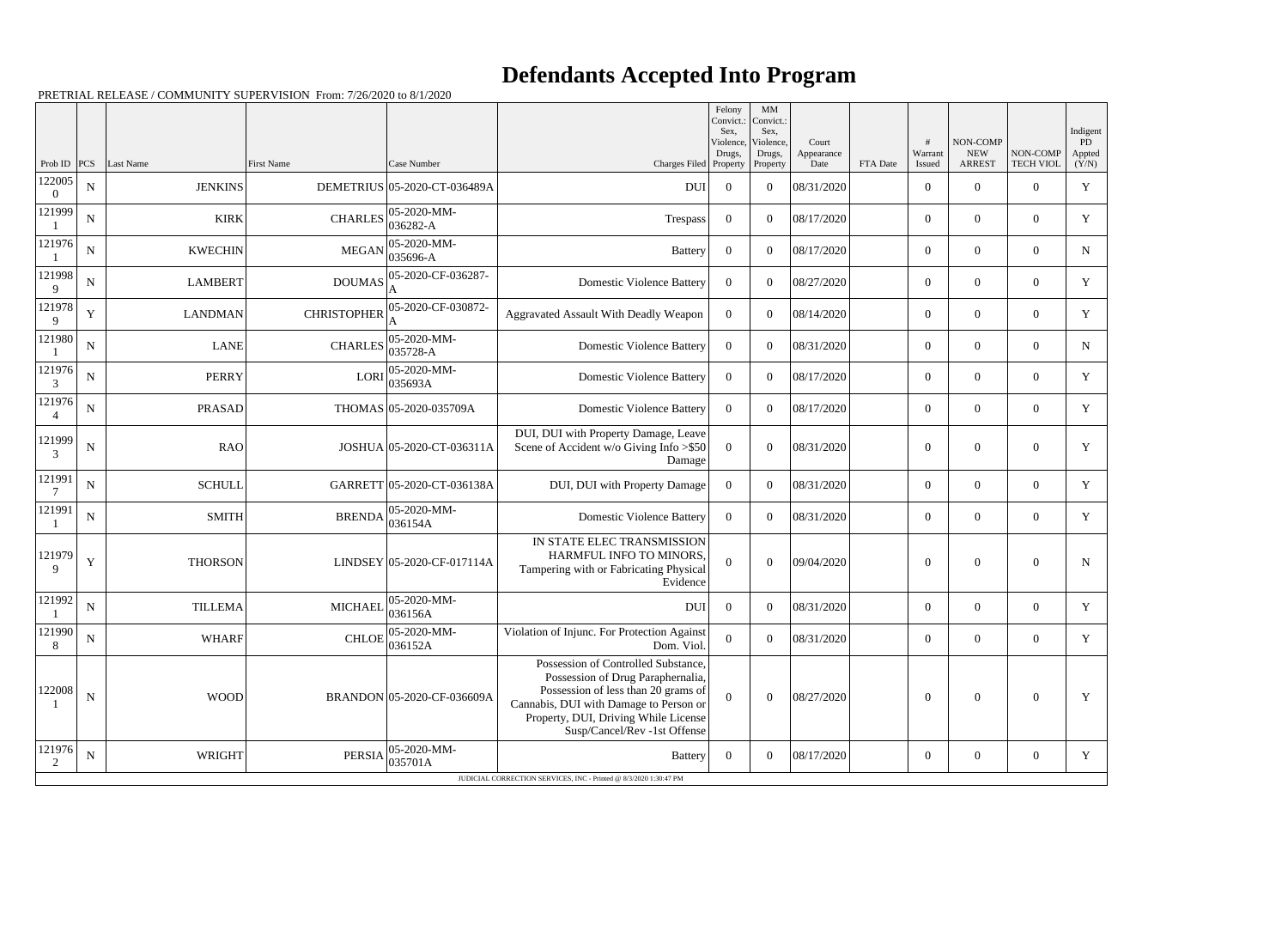# Defendants Accepted Into Program

PRETRIAL RELEASE / COMMUNITY SUPERVISION From: 7/26/2020 to 8/1/2020

| Prob ID | PCS | Last Name | First Name | Case Number | Charges Filed | Felony Convict.: Sex, Violence, Drugs, Property | MM Convict.: Sex, Violence, Drugs, Property | Court Appearance Date | FTA Date | # Warrant Issued | NON-COMP NEW ARREST | NON-COMP TECH VIOL | Indigent PD Appted (Y/N) |
|---|---|---|---|---|---|---|---|---|---|---|---|---|---|
| 1220050 | N | JENKINS | DEMETRIUS | 05-2020-CT-036489A | DUI | 0 | 0 | 08/31/2020 | | 0 | 0 | 0 | Y |
| 1219991 | N | KIRK | CHARLES | 05-2020-MM-036282-A | Trespass | 0 | 0 | 08/17/2020 | | 0 | 0 | 0 | Y |
| 1219761 | N | KWECHIN | MEGAN | 05-2020-MM-035696-A | Battery | 0 | 0 | 08/17/2020 | | 0 | 0 | 0 | N |
| 1219989 | N | LAMBERT | DOUMAS | 05-2020-CF-036287-A | Domestic Violence Battery | 0 | 0 | 08/27/2020 | | 0 | 0 | 0 | Y |
| 1219789 | Y | LANDMAN | CHRISTOPHER | 05-2020-CF-030872-A | Aggravated Assault With Deadly Weapon | 0 | 0 | 08/14/2020 | | 0 | 0 | 0 | Y |
| 1219801 | N | LANE | CHARLES | 05-2020-MM-035728-A | Domestic Violence Battery | 0 | 0 | 08/31/2020 | | 0 | 0 | 0 | N |
| 1219763 | N | PERRY | LORI | 05-2020-MM-035693A | Domestic Violence Battery | 0 | 0 | 08/17/2020 | | 0 | 0 | 0 | Y |
| 1219764 | N | PRASAD | THOMAS | 05-2020-035709A | Domestic Violence Battery | 0 | 0 | 08/17/2020 | | 0 | 0 | 0 | Y |
| 1219993 | N | RAO | JOSHUA | 05-2020-CT-036311A | DUI, DUI with Property Damage, Leave Scene of Accident w/o Giving Info >$50 Damage | 0 | 0 | 08/31/2020 | | 0 | 0 | 0 | Y |
| 1219917 | N | SCHULL | GARRETT | 05-2020-CT-036138A | DUI, DUI with Property Damage | 0 | 0 | 08/31/2020 | | 0 | 0 | 0 | Y |
| 1219911 | N | SMITH | BRENDA | 05-2020-MM-036154A | Domestic Violence Battery | 0 | 0 | 08/31/2020 | | 0 | 0 | 0 | Y |
| 1219799 | Y | THORSON | LINDSEY | 05-2020-CF-017114A | IN STATE ELEC TRANSMISSION HARMFUL INFO TO MINORS, Tampering with or Fabricating Physical Evidence | 0 | 0 | 09/04/2020 | | 0 | 0 | 0 | N |
| 1219921 | N | TILLEMA | MICHAEL | 05-2020-MM-036156A | DUI | 0 | 0 | 08/31/2020 | | 0 | 0 | 0 | Y |
| 1219908 | N | WHARF | CHLOE | 05-2020-MM-036152A | Violation of Injunc. For Protection Against Dom. Viol. | 0 | 0 | 08/31/2020 | | 0 | 0 | 0 | Y |
| 1220081 | N | WOOD | BRANDON | 05-2020-CF-036609A | Possession of Controlled Substance, Possession of Drug Paraphernalia, Possession of less than 20 grams of Cannabis, DUI with Damage to Person or Property, DUI, Driving While License Susp/Cancel/Rev -1st Offense | 0 | 0 | 08/27/2020 | | 0 | 0 | 0 | Y |
| 1219762 | N | WRIGHT | PERSIA | 05-2020-MM-035701A | Battery | 0 | 0 | 08/17/2020 | | 0 | 0 | 0 | Y |

JUDICIAL CORRECTION SERVICES, INC - Printed @ 8/3/2020 1:30:47 PM